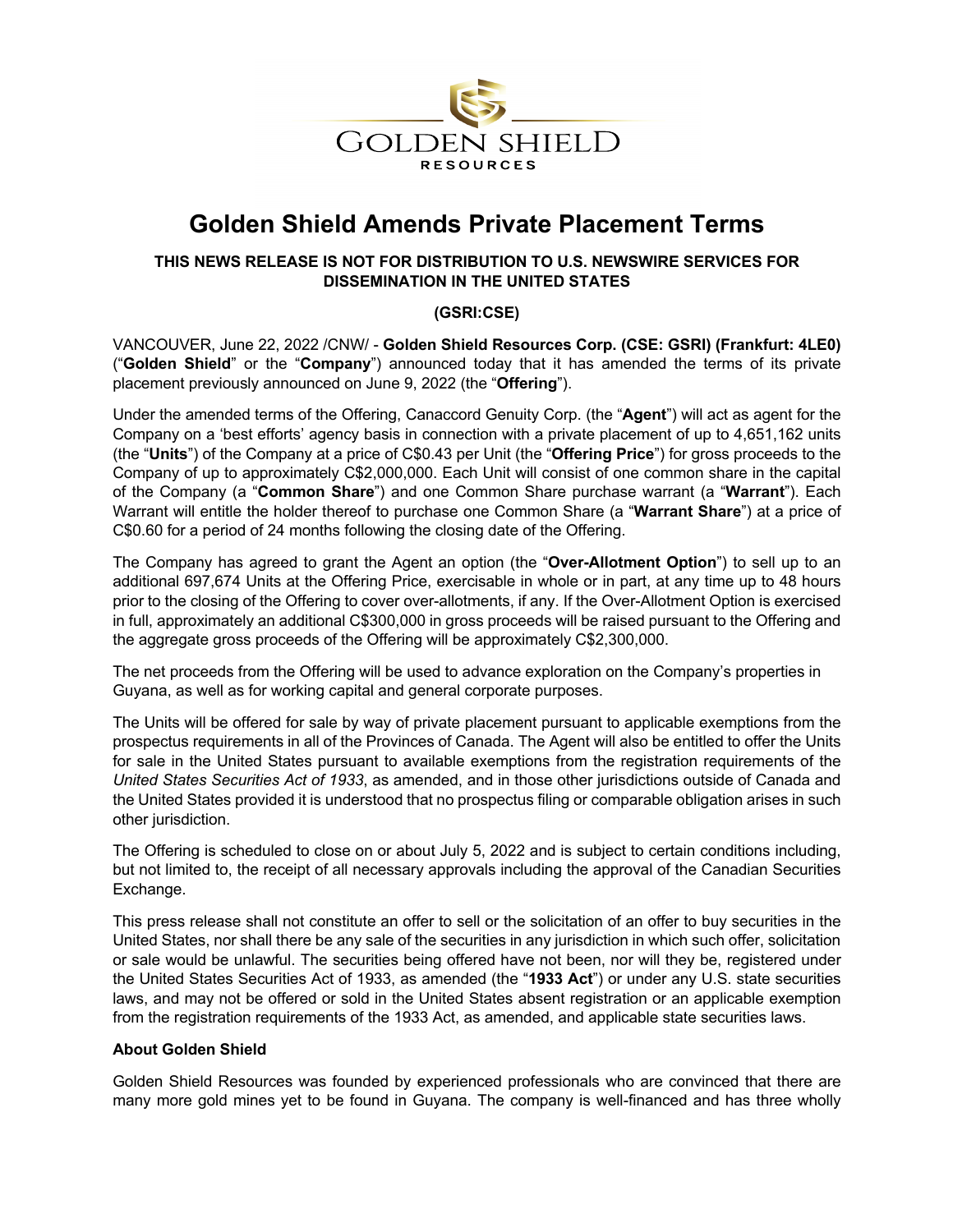GOLDEN SHIELD
RESOURCES

# Golden Shield Amends Private Placement Terms

**THIS NEWS RELEASE IS NOT FOR DISTRIBUTION TO U.S. NEWSWIRE SERVICES FOR DISSEMINATION IN THE UNITED STATES**

**(GSRI:CSE)**

VANCOUVER, June 22, 2022 /CNW/ - **Golden Shield Resources Corp. (CSE: GSRI) (Frankfurt: 4LE0)** ("**Golden Shield**" or the "**Company**") announced today that it has amended the terms of its private placement previously announced on June 9, 2022 (the "**Offering**").

Under the amended terms of the Offering, Canaccord Genuity Corp. (the "**Agent**") will act as agent for the Company on a 'best efforts' agency basis in connection with a private placement of up to 4,651,162 units (the "**Units**") of the Company at a price of C$0.43 per Unit (the "**Offering Price**") for gross proceeds to the Company of up to approximately C$2,000,000. Each Unit will consist of one common share in the capital of the Company (a "**Common Share**") and one Common Share purchase warrant (a "**Warrant**"). Each Warrant will entitle the holder thereof to purchase one Common Share (a "**Warrant Share**") at a price of C$0.60 for a period of 24 months following the closing date of the Offering.

The Company has agreed to grant the Agent an option (the "**Over-Allotment Option**") to sell up to an additional 697,674 Units at the Offering Price, exercisable in whole or in part, at any time up to 48 hours prior to the closing of the Offering to cover over-allotments, if any. If the Over-Allotment Option is exercised in full, approximately an additional C$300,000 in gross proceeds will be raised pursuant to the Offering and the aggregate gross proceeds of the Offering will be approximately C$2,300,000.

The net proceeds from the Offering will be used to advance exploration on the Company's properties in Guyana, as well as for working capital and general corporate purposes.

The Units will be offered for sale by way of private placement pursuant to applicable exemptions from the prospectus requirements in all of the Provinces of Canada. The Agent will also be entitled to offer the Units for sale in the United States pursuant to available exemptions from the registration requirements of the *United States Securities Act of 1933*, as amended, and in those other jurisdictions outside of Canada and the United States provided it is understood that no prospectus filing or comparable obligation arises in such other jurisdiction.

The Offering is scheduled to close on or about July 5, 2022 and is subject to certain conditions including, but not limited to, the receipt of all necessary approvals including the approval of the Canadian Securities Exchange.

This press release shall not constitute an offer to sell or the solicitation of an offer to buy securities in the United States, nor shall there be any sale of the securities in any jurisdiction in which such offer, solicitation or sale would be unlawful. The securities being offered have not been, nor will they be, registered under the United States Securities Act of 1933, as amended (the "**1933 Act**") or under any U.S. state securities laws, and may not be offered or sold in the United States absent registration or an applicable exemption from the registration requirements of the 1933 Act, as amended, and applicable state securities laws.

**About Golden Shield**

Golden Shield Resources was founded by experienced professionals who are convinced that there are many more gold mines yet to be found in Guyana. The company is well-financed and has three wholly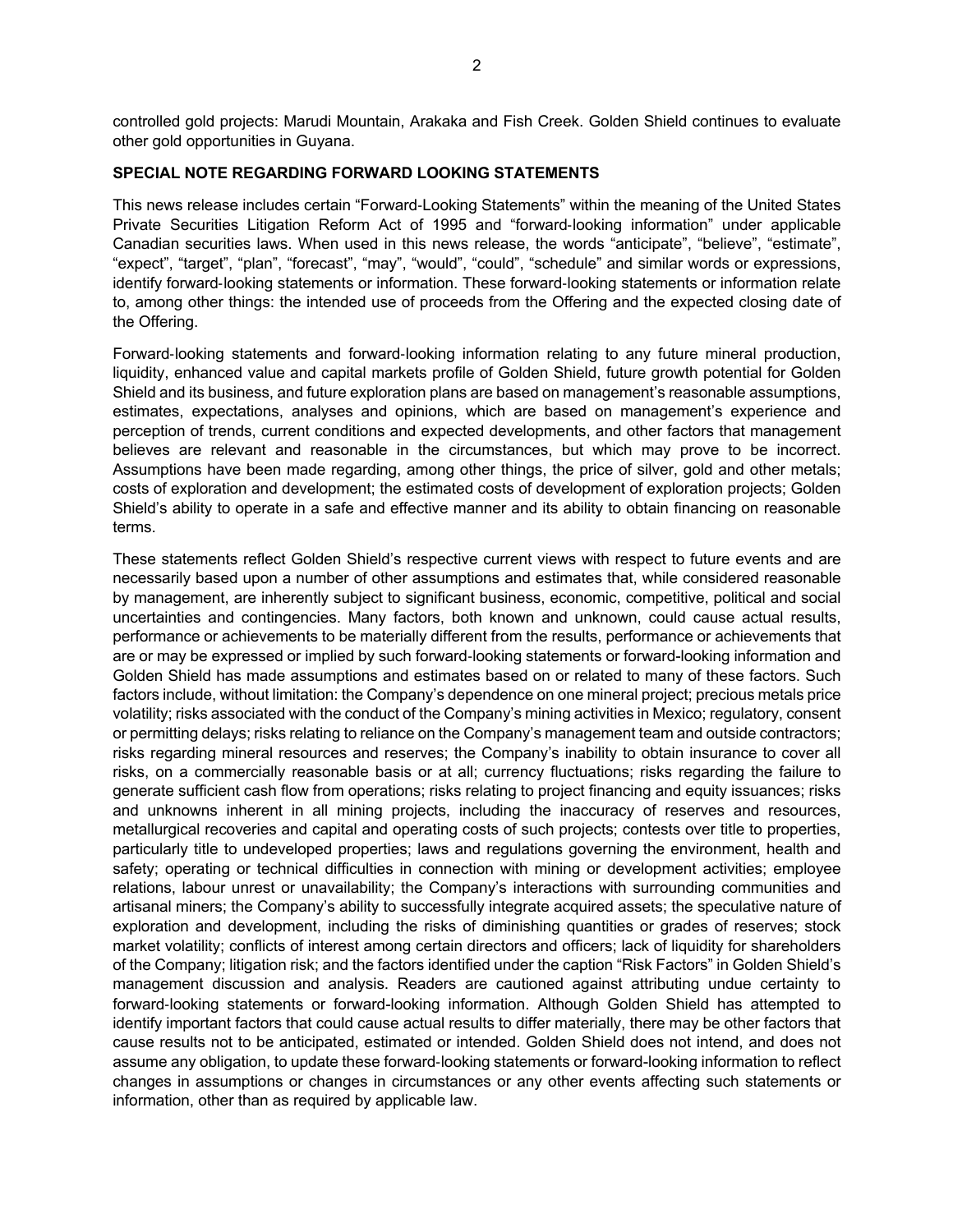controlled gold projects: Marudi Mountain, Arakaka and Fish Creek. Golden Shield continues to evaluate other gold opportunities in Guyana.

**SPECIAL NOTE REGARDING FORWARD LOOKING STATEMENTS**

This news release includes certain “Forward-Looking Statements” within the meaning of the United States Private Securities Litigation Reform Act of 1995 and “forward‐looking information” under applicable Canadian securities laws. When used in this news release, the words “anticipate”, “believe”, “estimate”, “expect”, “target”, “plan”, “forecast”, “may”, “would”, “could”, “schedule” and similar words or expressions, identify forward‐looking statements or information. These forward‐looking statements or information relate to, among other things: the intended use of proceeds from the Offering and the expected closing date of the Offering.

Forward‐looking statements and forward‐looking information relating to any future mineral production, liquidity, enhanced value and capital markets profile of Golden Shield, future growth potential for Golden Shield and its business, and future exploration plans are based on management’s reasonable assumptions, estimates, expectations, analyses and opinions, which are based on management’s experience and perception of trends, current conditions and expected developments, and other factors that management believes are relevant and reasonable in the circumstances, but which may prove to be incorrect. Assumptions have been made regarding, among other things, the price of silver, gold and other metals; costs of exploration and development; the estimated costs of development of exploration projects; Golden Shield’s ability to operate in a safe and effective manner and its ability to obtain financing on reasonable terms.

These statements reflect Golden Shield’s respective current views with respect to future events and are necessarily based upon a number of other assumptions and estimates that, while considered reasonable by management, are inherently subject to significant business, economic, competitive, political and social uncertainties and contingencies. Many factors, both known and unknown, could cause actual results, performance or achievements to be materially different from the results, performance or achievements that are or may be expressed or implied by such forward‐looking statements or forward-looking information and Golden Shield has made assumptions and estimates based on or related to many of these factors. Such factors include, without limitation: the Company’s dependence on one mineral project; precious metals price volatility; risks associated with the conduct of the Company’s mining activities in Mexico; regulatory, consent or permitting delays; risks relating to reliance on the Company’s management team and outside contractors; risks regarding mineral resources and reserves; the Company’s inability to obtain insurance to cover all risks, on a commercially reasonable basis or at all; currency fluctuations; risks regarding the failure to generate sufficient cash flow from operations; risks relating to project financing and equity issuances; risks and unknowns inherent in all mining projects, including the inaccuracy of reserves and resources, metallurgical recoveries and capital and operating costs of such projects; contests over title to properties, particularly title to undeveloped properties; laws and regulations governing the environment, health and safety; operating or technical difficulties in connection with mining or development activities; employee relations, labour unrest or unavailability; the Company’s interactions with surrounding communities and artisanal miners; the Company’s ability to successfully integrate acquired assets; the speculative nature of exploration and development, including the risks of diminishing quantities or grades of reserves; stock market volatility; conflicts of interest among certain directors and officers; lack of liquidity for shareholders of the Company; litigation risk; and the factors identified under the caption “Risk Factors” in Golden Shield’s management discussion and analysis. Readers are cautioned against attributing undue certainty to forward‐looking statements or forward-looking information. Although Golden Shield has attempted to identify important factors that could cause actual results to differ materially, there may be other factors that cause results not to be anticipated, estimated or intended. Golden Shield does not intend, and does not assume any obligation, to update these forward‐looking statements or forward-looking information to reflect changes in assumptions or changes in circumstances or any other events affecting such statements or information, other than as required by applicable law.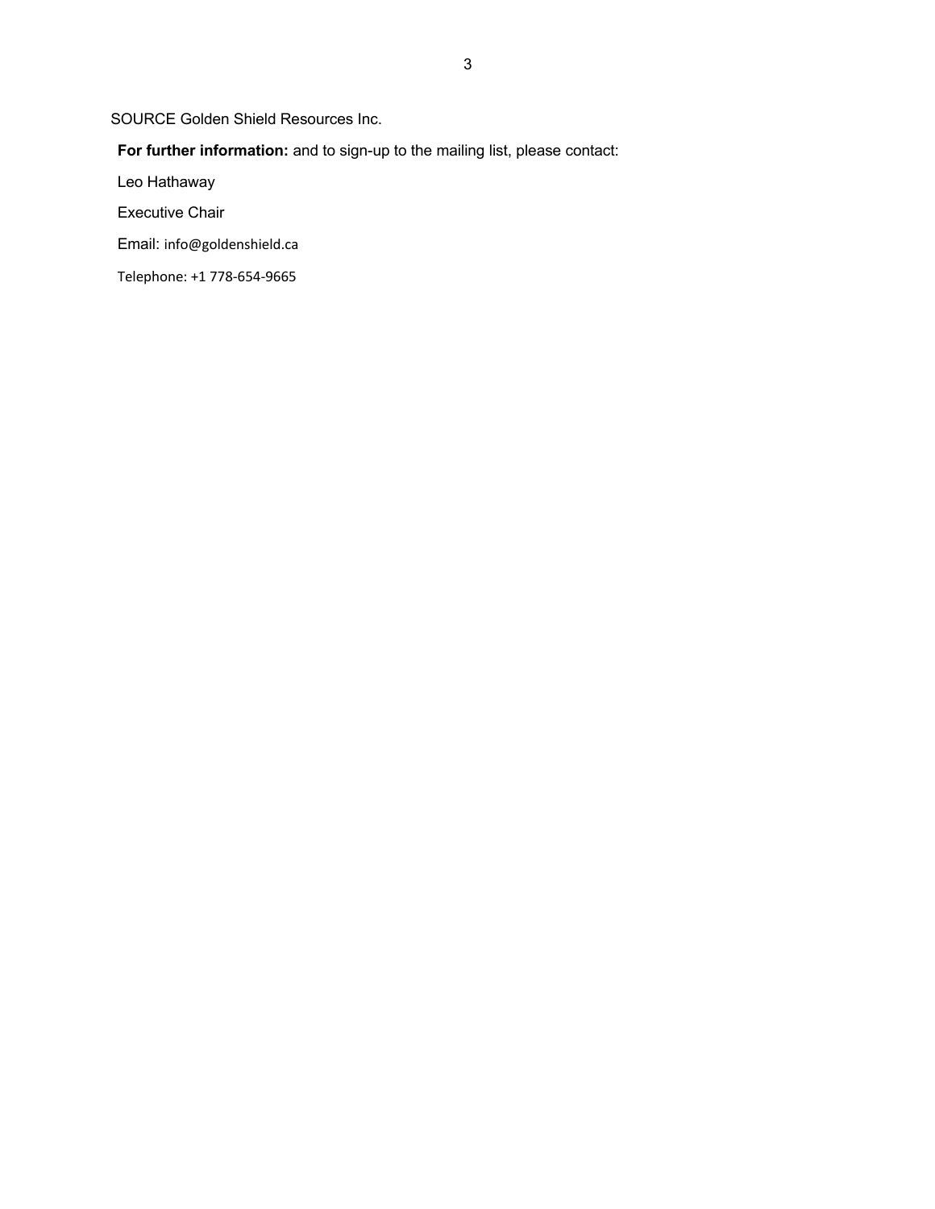SOURCE Golden Shield Resources Inc.

**For further information:** and to sign-up to the mailing list, please contact:

Leo Hathaway

Executive Chair

Email: info@goldenshield.ca

Telephone: +1 778-654-9665